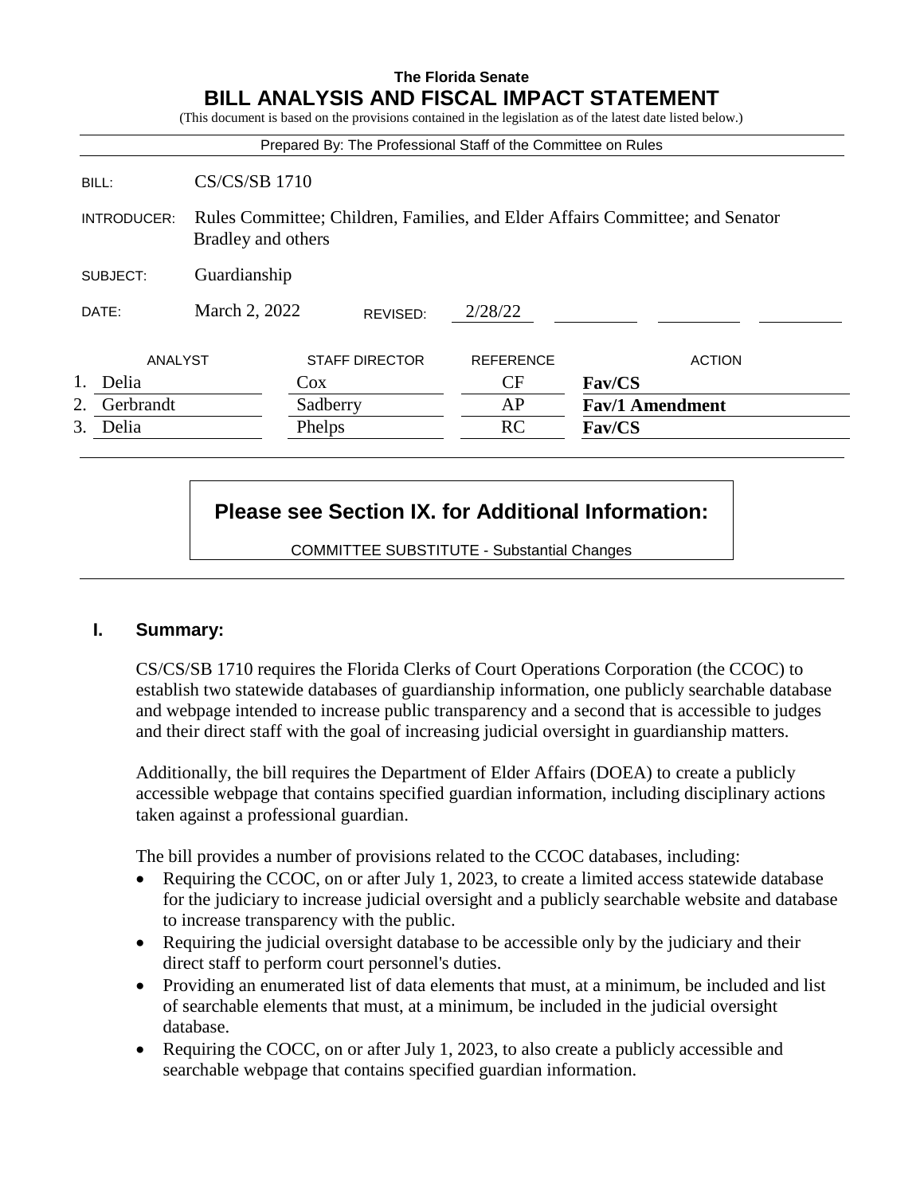**The Florida Senate**

# BILL ANALYSIS AND FISCAL IMPACT STATEMENT

(This document is based on the provisions contained in the legislation as of the latest date listed below.)

Prepared By: The Professional Staff of the Committee on Rules

| | |
|---|---|
| BILL: | CS/CS/SB 1710 |
| INTRODUCER: | Rules Committee; Children, Families, and Elder Affairs Committee; and Senator Bradley and others |
| SUBJECT: | Guardianship |
| DATE: | March 2, 2022 REVISED: 2/28/22 |

| | ANALYST | STAFF DIRECTOR | REFERENCE | ACTION |
|---|---|---|---|---|
| 1. | Delia | Cox | CF | **Fav/CS** |
| 2. | Gerbrandt | Sadberry | AP | **Fav/1 Amendment** |
| 3. | Delia | Phelps | RC | **Fav/CS** |

**Please see Section IX. for Additional Information:**

COMMITTEE SUBSTITUTE - Substantial Changes

## I. Summary:

CS/CS/SB 1710 requires the Florida Clerks of Court Operations Corporation (the CCOC) to establish two statewide databases of guardianship information, one publicly searchable database and webpage intended to increase public transparency and a second that is accessible to judges and their direct staff with the goal of increasing judicial oversight in guardianship matters.

Additionally, the bill requires the Department of Elder Affairs (DOEA) to create a publicly accessible webpage that contains specified guardian information, including disciplinary actions taken against a professional guardian.

The bill provides a number of provisions related to the CCOC databases, including:

- Requiring the CCOC, on or after July 1, 2023, to create a limited access statewide database for the judiciary to increase judicial oversight and a publicly searchable website and database to increase transparency with the public.
- Requiring the judicial oversight database to be accessible only by the judiciary and their direct staff to perform court personnel's duties.
- Providing an enumerated list of data elements that must, at a minimum, be included and list of searchable elements that must, at a minimum, be included in the judicial oversight database.
- Requiring the COCC, on or after July 1, 2023, to also create a publicly accessible and searchable webpage that contains specified guardian information.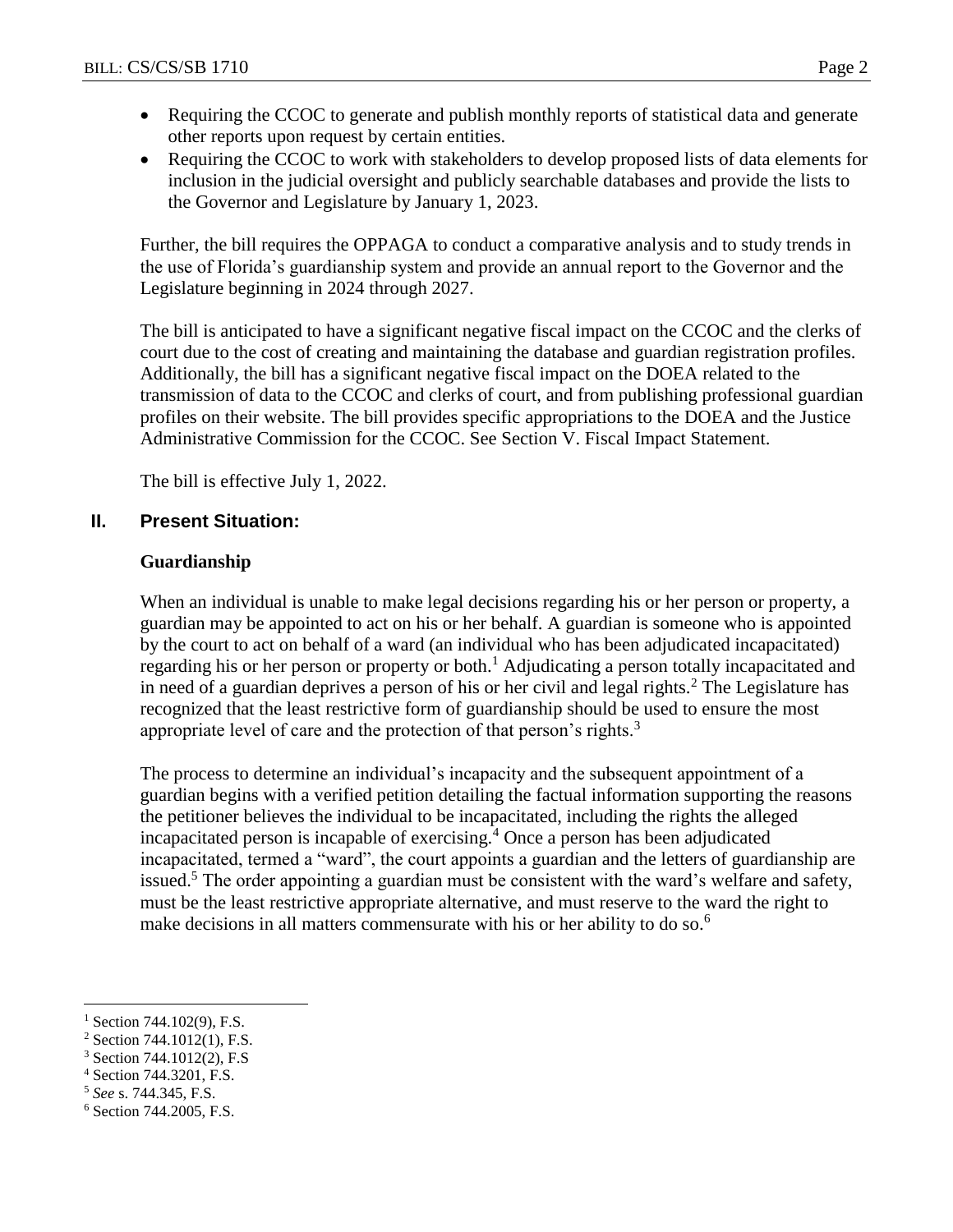- Requiring the CCOC to generate and publish monthly reports of statistical data and generate other reports upon request by certain entities.
- Requiring the CCOC to work with stakeholders to develop proposed lists of data elements for inclusion in the judicial oversight and publicly searchable databases and provide the lists to the Governor and Legislature by January 1, 2023.

Further, the bill requires the OPPAGA to conduct a comparative analysis and to study trends in the use of Florida's guardianship system and provide an annual report to the Governor and the Legislature beginning in 2024 through 2027.

The bill is anticipated to have a significant negative fiscal impact on the CCOC and the clerks of court due to the cost of creating and maintaining the database and guardian registration profiles. Additionally, the bill has a significant negative fiscal impact on the DOEA related to the transmission of data to the CCOC and clerks of court, and from publishing professional guardian profiles on their website. The bill provides specific appropriations to the DOEA and the Justice Administrative Commission for the CCOC. See Section V. Fiscal Impact Statement.

The bill is effective July 1, 2022.

## II. Present Situation:

### Guardianship

When an individual is unable to make legal decisions regarding his or her person or property, a guardian may be appointed to act on his or her behalf. A guardian is someone who is appointed by the court to act on behalf of a ward (an individual who has been adjudicated incapacitated) regarding his or her person or property or both.[1] Adjudicating a person totally incapacitated and in need of a guardian deprives a person of his or her civil and legal rights.[2] The Legislature has recognized that the least restrictive form of guardianship should be used to ensure the most appropriate level of care and the protection of that person's rights.[3]

The process to determine an individual's incapacity and the subsequent appointment of a guardian begins with a verified petition detailing the factual information supporting the reasons the petitioner believes the individual to be incapacitated, including the rights the alleged incapacitated person is incapable of exercising.[4] Once a person has been adjudicated incapacitated, termed a "ward", the court appoints a guardian and the letters of guardianship are issued.[5] The order appointing a guardian must be consistent with the ward's welfare and safety, must be the least restrictive appropriate alternative, and must reserve to the ward the right to make decisions in all matters commensurate with his or her ability to do so.[6]

---

[1] Section 744.102(9), F.S.

[2] Section 744.1012(1), F.S.

[3] Section 744.1012(2), F.S

[4] Section 744.3201, F.S.

[5] *See* s. 744.345, F.S.

[6] Section 744.2005, F.S.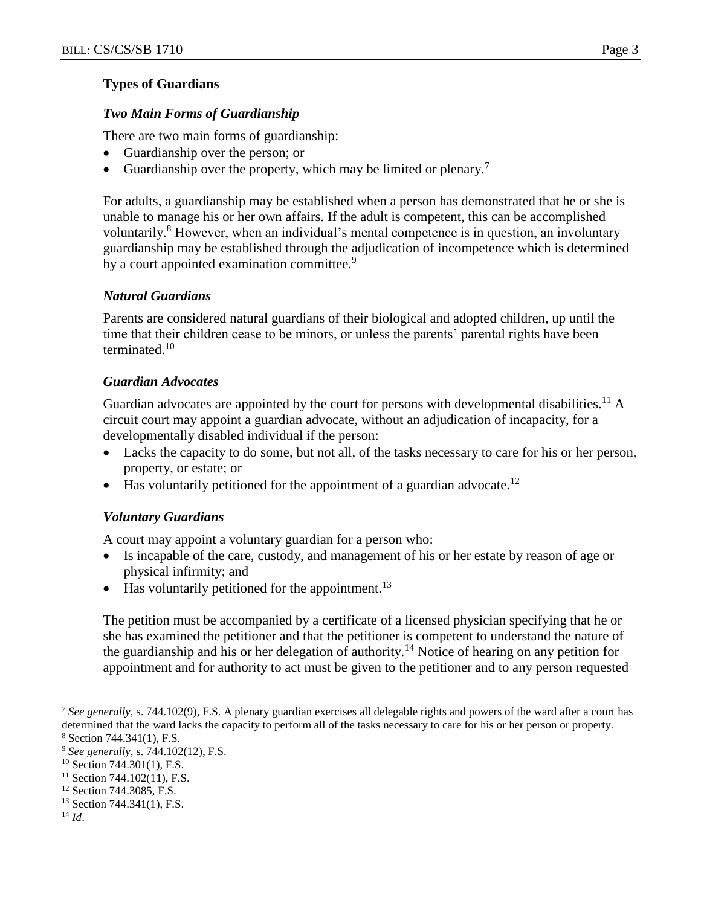### Types of Guardians

#### *Two Main Forms of Guardianship*

There are two main forms of guardianship:

- Guardianship over the person; or
- Guardianship over the property, which may be limited or plenary.[7]

For adults, a guardianship may be established when a person has demonstrated that he or she is unable to manage his or her own affairs. If the adult is competent, this can be accomplished voluntarily.[8] However, when an individual's mental competence is in question, an involuntary guardianship may be established through the adjudication of incompetence which is determined by a court appointed examination committee.[9]

#### *Natural Guardians*

Parents are considered natural guardians of their biological and adopted children, up until the time that their children cease to be minors, or unless the parents' parental rights have been terminated.[10]

#### *Guardian Advocates*

Guardian advocates are appointed by the court for persons with developmental disabilities.[11] A circuit court may appoint a guardian advocate, without an adjudication of incapacity, for a developmentally disabled individual if the person:

- Lacks the capacity to do some, but not all, of the tasks necessary to care for his or her person, property, or estate; or
- Has voluntarily petitioned for the appointment of a guardian advocate.[12]

#### *Voluntary Guardians*

A court may appoint a voluntary guardian for a person who:

- Is incapable of the care, custody, and management of his or her estate by reason of age or physical infirmity; and
- Has voluntarily petitioned for the appointment.[13]

The petition must be accompanied by a certificate of a licensed physician specifying that he or she has examined the petitioner and that the petitioner is competent to understand the nature of the guardianship and his or her delegation of authority.[14] Notice of hearing on any petition for appointment and for authority to act must be given to the petitioner and to any person requested

---

[7] *See generally,* s. 744.102(9), F.S. A plenary guardian exercises all delegable rights and powers of the ward after a court has determined that the ward lacks the capacity to perform all of the tasks necessary to care for his or her person or property.

[8] Section 744.341(1), F.S.

[9] *See generally,* s. 744.102(12), F.S.

[10] Section 744.301(1), F.S.

[11] Section 744.102(11), F.S.

[12] Section 744.3085, F.S.

[13] Section 744.341(1), F.S.

[14] *Id*.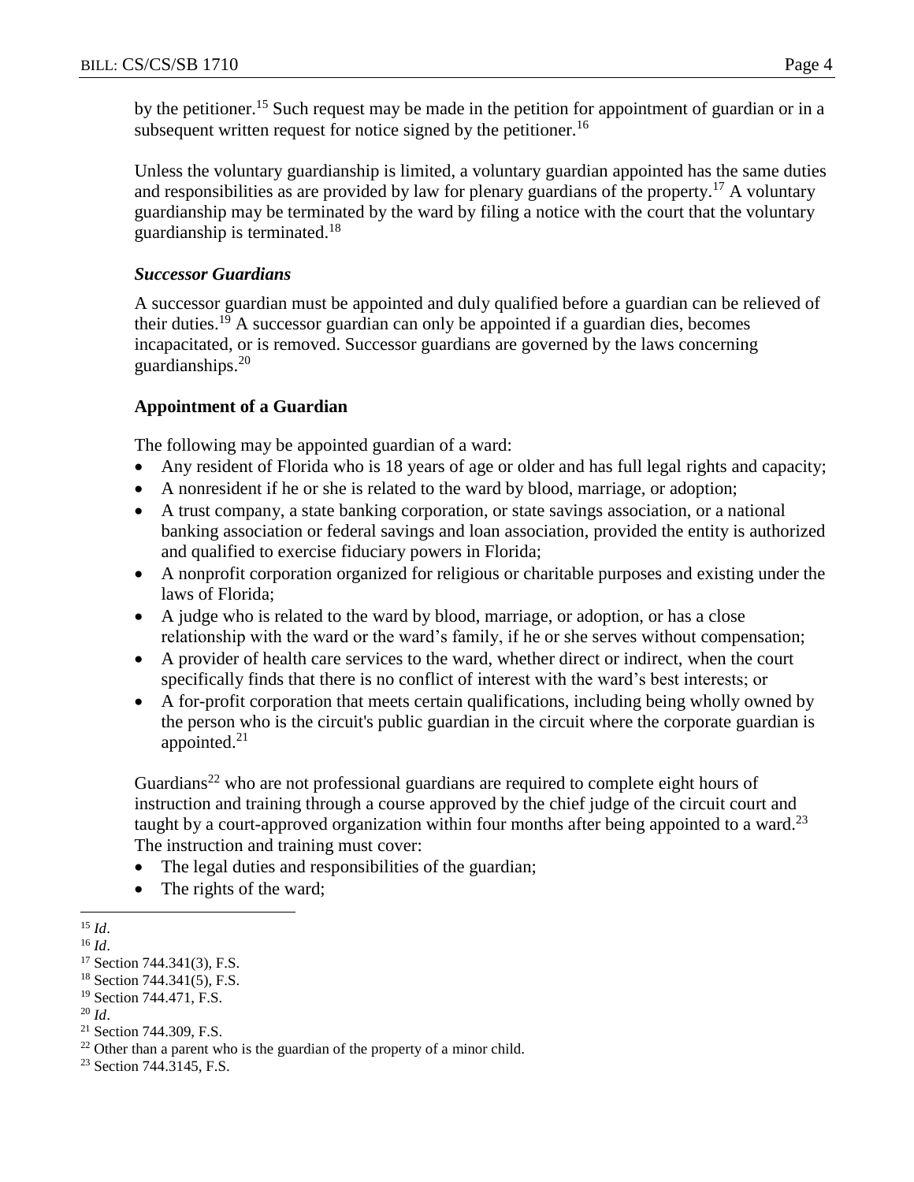by the petitioner.[15] Such request may be made in the petition for appointment of guardian or in a subsequent written request for notice signed by the petitioner.[16]

Unless the voluntary guardianship is limited, a voluntary guardian appointed has the same duties and responsibilities as are provided by law for plenary guardians of the property.[17] A voluntary guardianship may be terminated by the ward by filing a notice with the court that the voluntary guardianship is terminated.[18]

***Successor Guardians***

A successor guardian must be appointed and duly qualified before a guardian can be relieved of their duties.[19] A successor guardian can only be appointed if a guardian dies, becomes incapacitated, or is removed. Successor guardians are governed by the laws concerning guardianships.[20]

**Appointment of a Guardian**

The following may be appointed guardian of a ward:

- Any resident of Florida who is 18 years of age or older and has full legal rights and capacity;
- A nonresident if he or she is related to the ward by blood, marriage, or adoption;
- A trust company, a state banking corporation, or state savings association, or a national banking association or federal savings and loan association, provided the entity is authorized and qualified to exercise fiduciary powers in Florida;
- A nonprofit corporation organized for religious or charitable purposes and existing under the laws of Florida;
- A judge who is related to the ward by blood, marriage, or adoption, or has a close relationship with the ward or the ward's family, if he or she serves without compensation;
- A provider of health care services to the ward, whether direct or indirect, when the court specifically finds that there is no conflict of interest with the ward's best interests; or
- A for-profit corporation that meets certain qualifications, including being wholly owned by the person who is the circuit's public guardian in the circuit where the corporate guardian is appointed.[21]

Guardians[22] who are not professional guardians are required to complete eight hours of instruction and training through a course approved by the chief judge of the circuit court and taught by a court-approved organization within four months after being appointed to a ward.[23] The instruction and training must cover:

- The legal duties and responsibilities of the guardian;
- The rights of the ward;

---

[15] *Id*.
[16] *Id*.
[17] Section 744.341(3), F.S.
[18] Section 744.341(5), F.S.
[19] Section 744.471, F.S.
[20] *Id*.
[21] Section 744.309, F.S.
[22] Other than a parent who is the guardian of the property of a minor child.
[23] Section 744.3145, F.S.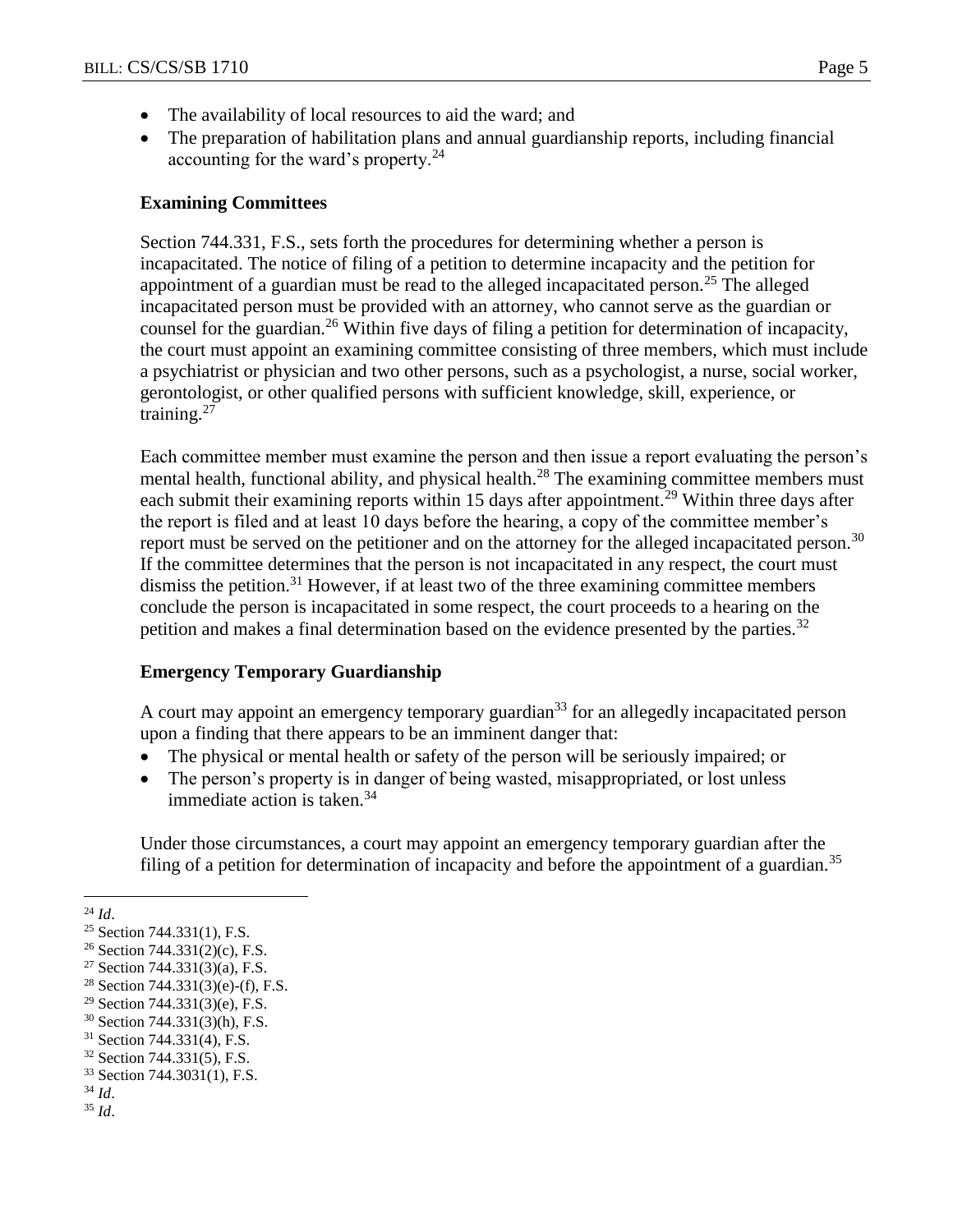- The availability of local resources to aid the ward; and
- The preparation of habilitation plans and annual guardianship reports, including financial accounting for the ward's property.[24]

### Examining Committees

Section 744.331, F.S., sets forth the procedures for determining whether a person is incapacitated. The notice of filing of a petition to determine incapacity and the petition for appointment of a guardian must be read to the alleged incapacitated person.[25] The alleged incapacitated person must be provided with an attorney, who cannot serve as the guardian or counsel for the guardian.[26] Within five days of filing a petition for determination of incapacity, the court must appoint an examining committee consisting of three members, which must include a psychiatrist or physician and two other persons, such as a psychologist, a nurse, social worker, gerontologist, or other qualified persons with sufficient knowledge, skill, experience, or training.[27]

Each committee member must examine the person and then issue a report evaluating the person's mental health, functional ability, and physical health.[28] The examining committee members must each submit their examining reports within 15 days after appointment.[29] Within three days after the report is filed and at least 10 days before the hearing, a copy of the committee member's report must be served on the petitioner and on the attorney for the alleged incapacitated person.[30] If the committee determines that the person is not incapacitated in any respect, the court must dismiss the petition.[31] However, if at least two of the three examining committee members conclude the person is incapacitated in some respect, the court proceeds to a hearing on the petition and makes a final determination based on the evidence presented by the parties.[32]

### Emergency Temporary Guardianship

A court may appoint an emergency temporary guardian[33] for an allegedly incapacitated person upon a finding that there appears to be an imminent danger that:

- The physical or mental health or safety of the person will be seriously impaired; or
- The person's property is in danger of being wasted, misappropriated, or lost unless immediate action is taken.[34]

Under those circumstances, a court may appoint an emergency temporary guardian after the filing of a petition for determination of incapacity and before the appointment of a guardian.[35]

---

[24] *Id*.
[25] Section 744.331(1), F.S.
[26] Section 744.331(2)(c), F.S.
[27] Section 744.331(3)(a), F.S.
[28] Section 744.331(3)(e)-(f), F.S.
[29] Section 744.331(3)(e), F.S.
[30] Section 744.331(3)(h), F.S.
[31] Section 744.331(4), F.S.
[32] Section 744.331(5), F.S.
[33] Section 744.3031(1), F.S.
[34] *Id*.
[35] *Id*.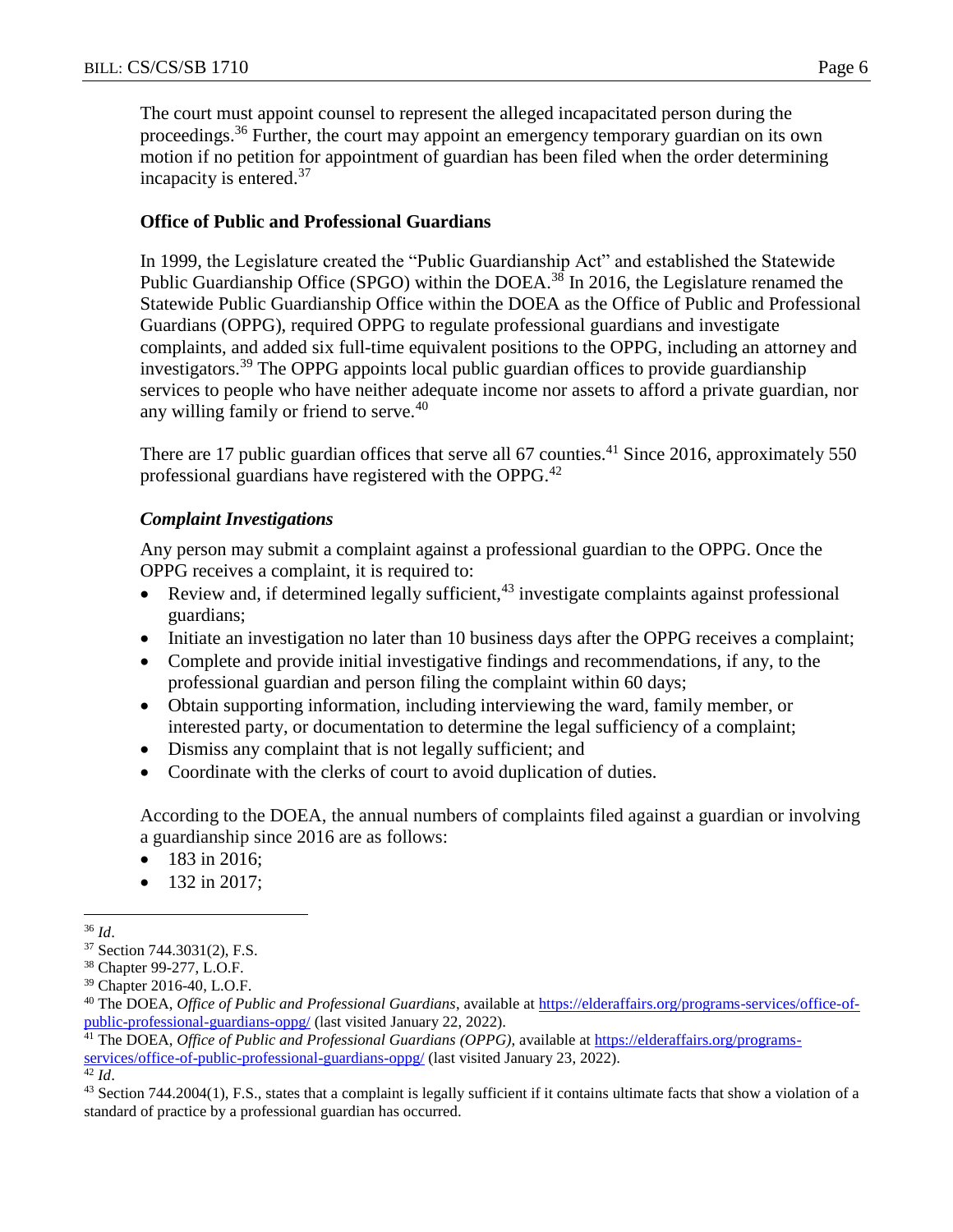The court must appoint counsel to represent the alleged incapacitated person during the proceedings.[36] Further, the court may appoint an emergency temporary guardian on its own motion if no petition for appointment of guardian has been filed when the order determining incapacity is entered.[37]

### Office of Public and Professional Guardians

In 1999, the Legislature created the "Public Guardianship Act" and established the Statewide Public Guardianship Office (SPGO) within the DOEA.[38] In 2016, the Legislature renamed the Statewide Public Guardianship Office within the DOEA as the Office of Public and Professional Guardians (OPPG), required OPPG to regulate professional guardians and investigate complaints, and added six full-time equivalent positions to the OPPG, including an attorney and investigators.[39] The OPPG appoints local public guardian offices to provide guardianship services to people who have neither adequate income nor assets to afford a private guardian, nor any willing family or friend to serve.[40]

There are 17 public guardian offices that serve all 67 counties.[41] Since 2016, approximately 550 professional guardians have registered with the OPPG.[42]

#### *Complaint Investigations*

Any person may submit a complaint against a professional guardian to the OPPG. Once the OPPG receives a complaint, it is required to:

- Review and, if determined legally sufficient,[43] investigate complaints against professional guardians;
- Initiate an investigation no later than 10 business days after the OPPG receives a complaint;
- Complete and provide initial investigative findings and recommendations, if any, to the professional guardian and person filing the complaint within 60 days;
- Obtain supporting information, including interviewing the ward, family member, or interested party, or documentation to determine the legal sufficiency of a complaint;
- Dismiss any complaint that is not legally sufficient; and
- Coordinate with the clerks of court to avoid duplication of duties.

According to the DOEA, the annual numbers of complaints filed against a guardian or involving a guardianship since 2016 are as follows:

- 183 in 2016;
- 132 in 2017;

---

[36] *Id*.

[37] Section 744.3031(2), F.S.

[38] Chapter 99-277, L.O.F.

[39] Chapter 2016-40, L.O.F.

[40] The DOEA, *Office of Public and Professional Guardians*, available at https://elderaffairs.org/programs-services/office-of-public-professional-guardians-oppg/ (last visited January 22, 2022).

[41] The DOEA, *Office of Public and Professional Guardians (OPPG)*, available at https://elderaffairs.org/programs-services/office-of-public-professional-guardians-oppg/ (last visited January 23, 2022).

[42] *Id*.

[43] Section 744.2004(1), F.S., states that a complaint is legally sufficient if it contains ultimate facts that show a violation of a standard of practice by a professional guardian has occurred.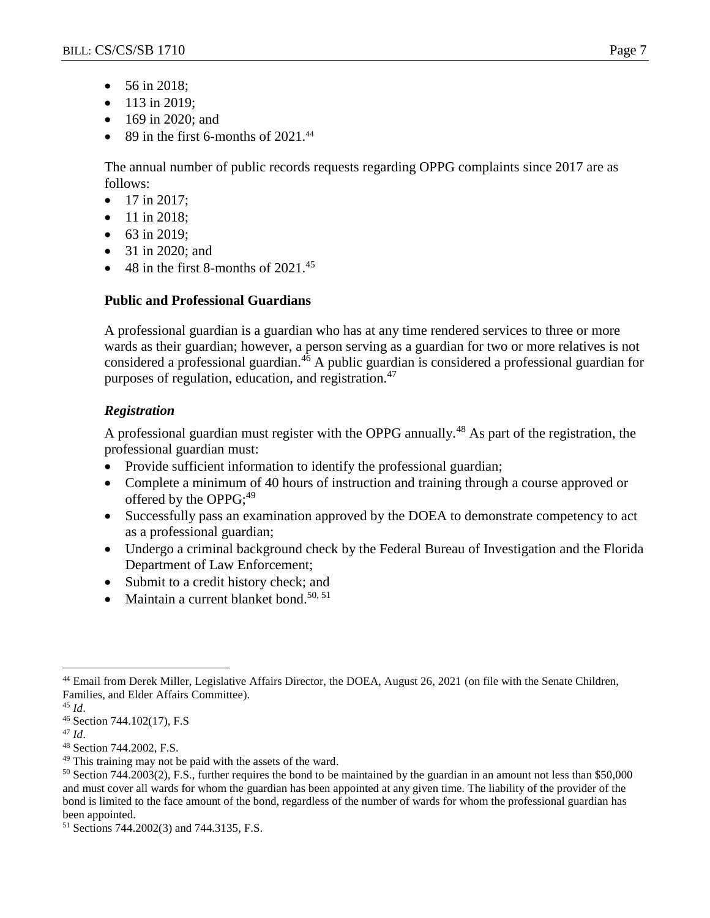- 56 in 2018;
- 113 in 2019;
- 169 in 2020; and
- 89 in the first 6-months of 2021.[44]

The annual number of public records requests regarding OPPG complaints since 2017 are as follows:

- 17 in 2017;
- 11 in 2018;
- 63 in 2019;
- 31 in 2020; and
- 48 in the first 8-months of 2021.[45]

### Public and Professional Guardians

A professional guardian is a guardian who has at any time rendered services to three or more wards as their guardian; however, a person serving as a guardian for two or more relatives is not considered a professional guardian.[46] A public guardian is considered a professional guardian for purposes of regulation, education, and registration.[47]

#### *Registration*

A professional guardian must register with the OPPG annually.[48] As part of the registration, the professional guardian must:

- Provide sufficient information to identify the professional guardian;
- Complete a minimum of 40 hours of instruction and training through a course approved or offered by the OPPG;[49]
- Successfully pass an examination approved by the DOEA to demonstrate competency to act as a professional guardian;
- Undergo a criminal background check by the Federal Bureau of Investigation and the Florida Department of Law Enforcement;
- Submit to a credit history check; and
- Maintain a current blanket bond.[50, 51]

---

[44] Email from Derek Miller, Legislative Affairs Director, the DOEA, August 26, 2021 (on file with the Senate Children, Families, and Elder Affairs Committee).

[45] *Id*.

[46] Section 744.102(17), F.S

[47] *Id*.

[48] Section 744.2002, F.S.

[49] This training may not be paid with the assets of the ward.

[50] Section 744.2003(2), F.S., further requires the bond to be maintained by the guardian in an amount not less than $50,000 and must cover all wards for whom the guardian has been appointed at any given time. The liability of the provider of the bond is limited to the face amount of the bond, regardless of the number of wards for whom the professional guardian has been appointed.

[51] Sections 744.2002(3) and 744.3135, F.S.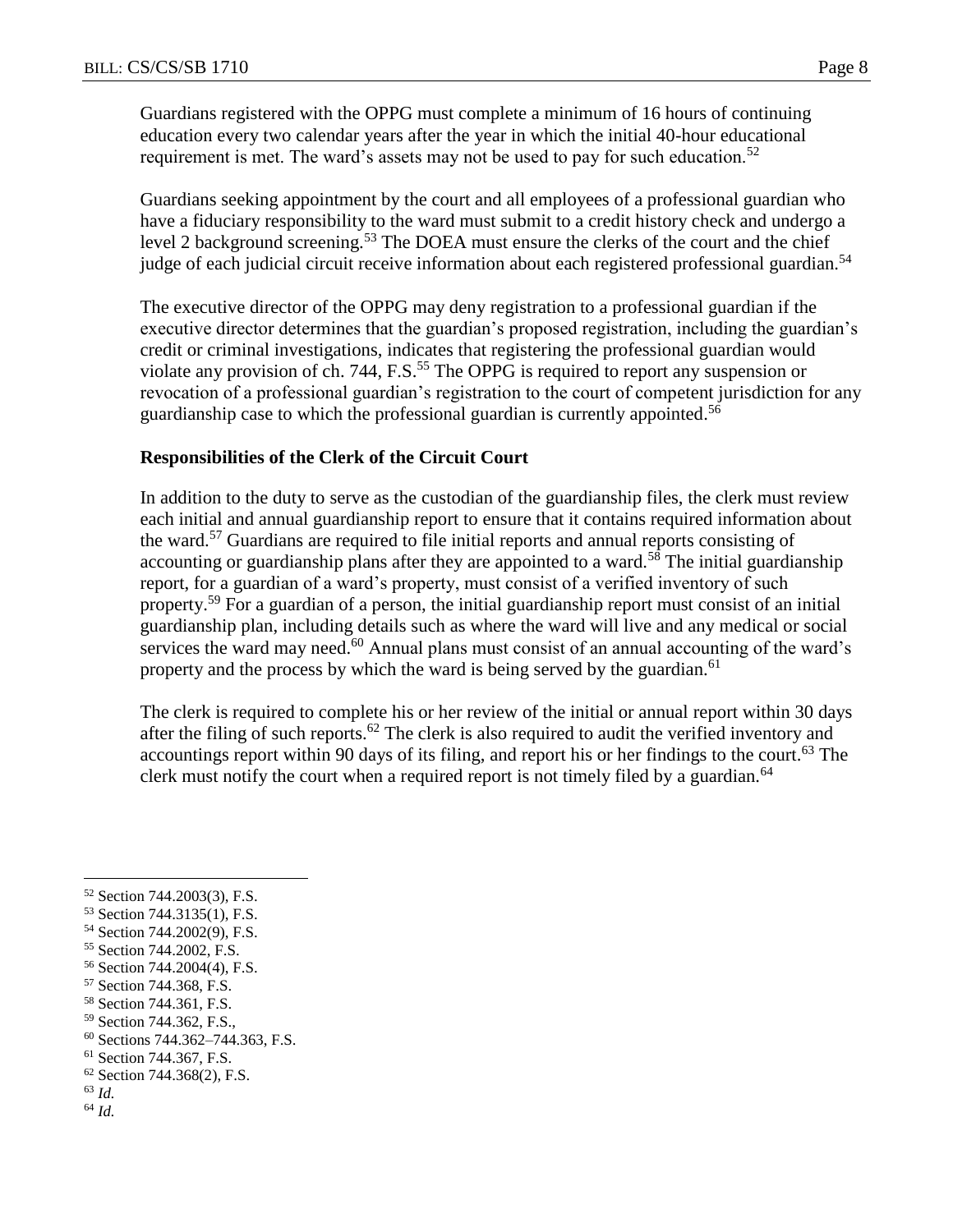Guardians registered with the OPPG must complete a minimum of 16 hours of continuing education every two calendar years after the year in which the initial 40-hour educational requirement is met. The ward's assets may not be used to pay for such education.[52]

Guardians seeking appointment by the court and all employees of a professional guardian who have a fiduciary responsibility to the ward must submit to a credit history check and undergo a level 2 background screening.[53] The DOEA must ensure the clerks of the court and the chief judge of each judicial circuit receive information about each registered professional guardian.[54]

The executive director of the OPPG may deny registration to a professional guardian if the executive director determines that the guardian's proposed registration, including the guardian's credit or criminal investigations, indicates that registering the professional guardian would violate any provision of ch. 744, F.S.[55] The OPPG is required to report any suspension or revocation of a professional guardian's registration to the court of competent jurisdiction for any guardianship case to which the professional guardian is currently appointed.[56]

### Responsibilities of the Clerk of the Circuit Court

In addition to the duty to serve as the custodian of the guardianship files, the clerk must review each initial and annual guardianship report to ensure that it contains required information about the ward.[57] Guardians are required to file initial reports and annual reports consisting of accounting or guardianship plans after they are appointed to a ward.[58] The initial guardianship report, for a guardian of a ward's property, must consist of a verified inventory of such property.[59] For a guardian of a person, the initial guardianship report must consist of an initial guardianship plan, including details such as where the ward will live and any medical or social services the ward may need.[60] Annual plans must consist of an annual accounting of the ward's property and the process by which the ward is being served by the guardian.[61]

The clerk is required to complete his or her review of the initial or annual report within 30 days after the filing of such reports.[62] The clerk is also required to audit the verified inventory and accountings report within 90 days of its filing, and report his or her findings to the court.[63] The clerk must notify the court when a required report is not timely filed by a guardian.[64]

---

[52] Section 744.2003(3), F.S.
[53] Section 744.3135(1), F.S.
[54] Section 744.2002(9), F.S.
[55] Section 744.2002, F.S.
[56] Section 744.2004(4), F.S.
[57] Section 744.368, F.S.
[58] Section 744.361, F.S.
[59] Section 744.362, F.S.,
[60] Sections 744.362–744.363, F.S.
[61] Section 744.367, F.S.
[62] Section 744.368(2), F.S.
[63] *Id.*
[64] *Id.*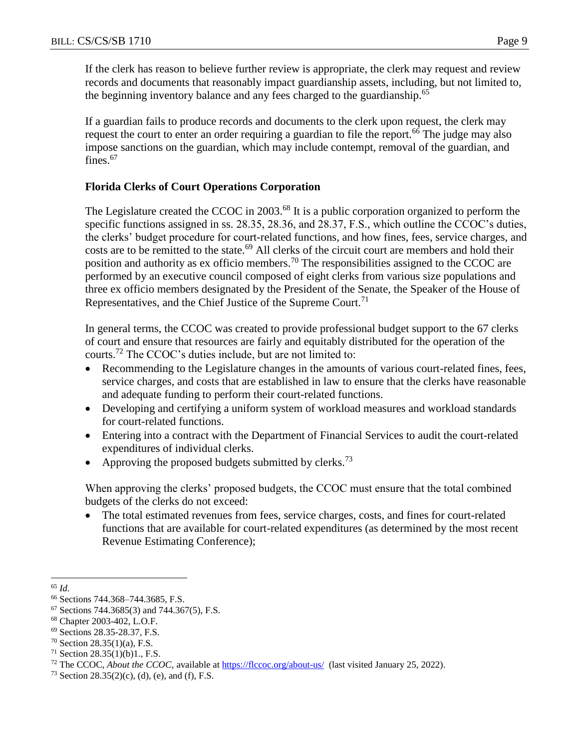If the clerk has reason to believe further review is appropriate, the clerk may request and review records and documents that reasonably impact guardianship assets, including, but not limited to, the beginning inventory balance and any fees charged to the guardianship.[65]

If a guardian fails to produce records and documents to the clerk upon request, the clerk may request the court to enter an order requiring a guardian to file the report.[66] The judge may also impose sanctions on the guardian, which may include contempt, removal of the guardian, and fines.[67]

**Florida Clerks of Court Operations Corporation**

The Legislature created the CCOC in 2003.[68] It is a public corporation organized to perform the specific functions assigned in ss. 28.35, 28.36, and 28.37, F.S., which outline the CCOC's duties, the clerks' budget procedure for court-related functions, and how fines, fees, service charges, and costs are to be remitted to the state.[69] All clerks of the circuit court are members and hold their position and authority as ex officio members.[70] The responsibilities assigned to the CCOC are performed by an executive council composed of eight clerks from various size populations and three ex officio members designated by the President of the Senate, the Speaker of the House of Representatives, and the Chief Justice of the Supreme Court.[71]

In general terms, the CCOC was created to provide professional budget support to the 67 clerks of court and ensure that resources are fairly and equitably distributed for the operation of the courts.[72] The CCOC's duties include, but are not limited to:

- Recommending to the Legislature changes in the amounts of various court-related fines, fees, service charges, and costs that are established in law to ensure that the clerks have reasonable and adequate funding to perform their court-related functions.
- Developing and certifying a uniform system of workload measures and workload standards for court-related functions.
- Entering into a contract with the Department of Financial Services to audit the court-related expenditures of individual clerks.
- Approving the proposed budgets submitted by clerks.[73]

When approving the clerks' proposed budgets, the CCOC must ensure that the total combined budgets of the clerks do not exceed:

- The total estimated revenues from fees, service charges, costs, and fines for court-related functions that are available for court-related expenditures (as determined by the most recent Revenue Estimating Conference);

---

[65] *Id.*

[66] Sections 744.368–744.3685, F.S.

[67] Sections 744.3685(3) and 744.367(5), F.S.

[68] Chapter 2003-402, L.O.F.

[69] Sections 28.35-28.37, F.S.

[70] Section 28.35(1)(a), F.S.

[71] Section 28.35(1)(b)1., F.S.

[72] The CCOC, *About the CCOC*, available at https://flccoc.org/about-us/ (last visited January 25, 2022).

[73] Section 28.35(2)(c), (d), (e), and (f), F.S.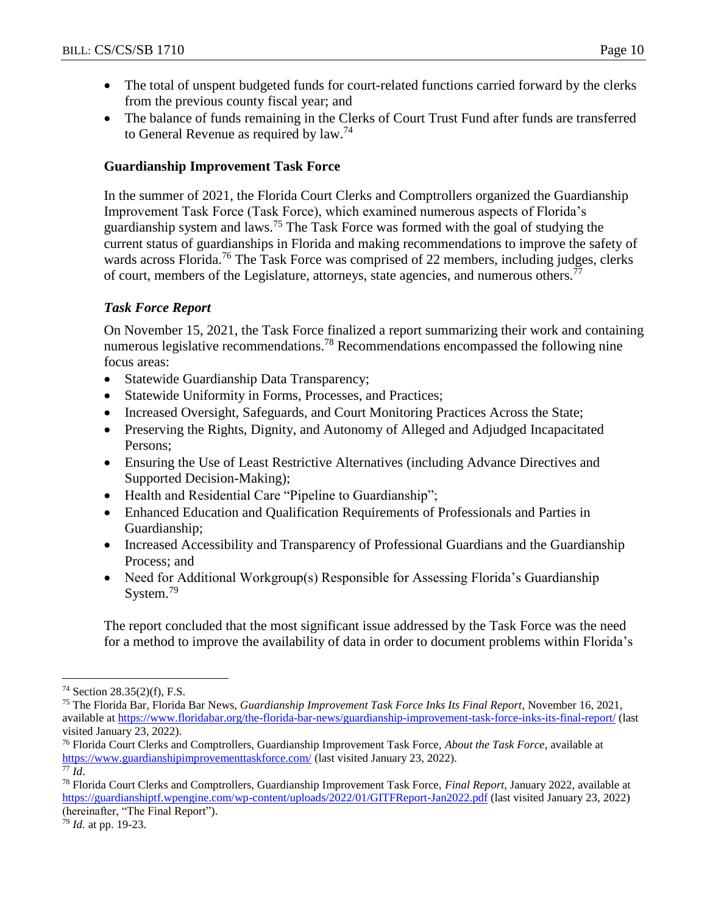- The total of unspent budgeted funds for court-related functions carried forward by the clerks from the previous county fiscal year; and
- The balance of funds remaining in the Clerks of Court Trust Fund after funds are transferred to General Revenue as required by law.[74]

### Guardianship Improvement Task Force

In the summer of 2021, the Florida Court Clerks and Comptrollers organized the Guardianship Improvement Task Force (Task Force), which examined numerous aspects of Florida's guardianship system and laws.[75] The Task Force was formed with the goal of studying the current status of guardianships in Florida and making recommendations to improve the safety of wards across Florida.[76] The Task Force was comprised of 22 members, including judges, clerks of court, members of the Legislature, attorneys, state agencies, and numerous others.[77]

#### *Task Force Report*

On November 15, 2021, the Task Force finalized a report summarizing their work and containing numerous legislative recommendations.[78] Recommendations encompassed the following nine focus areas:

- Statewide Guardianship Data Transparency;
- Statewide Uniformity in Forms, Processes, and Practices;
- Increased Oversight, Safeguards, and Court Monitoring Practices Across the State;
- Preserving the Rights, Dignity, and Autonomy of Alleged and Adjudged Incapacitated Persons;
- Ensuring the Use of Least Restrictive Alternatives (including Advance Directives and Supported Decision-Making);
- Health and Residential Care "Pipeline to Guardianship";
- Enhanced Education and Qualification Requirements of Professionals and Parties in Guardianship;
- Increased Accessibility and Transparency of Professional Guardians and the Guardianship Process; and
- Need for Additional Workgroup(s) Responsible for Assessing Florida's Guardianship System.[79]

The report concluded that the most significant issue addressed by the Task Force was the need for a method to improve the availability of data in order to document problems within Florida's

---

[74] Section 28.35(2)(f), F.S.

[75] The Florida Bar, Florida Bar News, *Guardianship Improvement Task Force Inks Its Final Report*, November 16, 2021, available at https://www.floridabar.org/the-florida-bar-news/guardianship-improvement-task-force-inks-its-final-report/ (last visited January 23, 2022).

[76] Florida Court Clerks and Comptrollers, Guardianship Improvement Task Force, *About the Task Force*, available at https://www.guardianshipimprovementtaskforce.com/ (last visited January 23, 2022).

[77] *Id*.

[78] Florida Court Clerks and Comptrollers, Guardianship Improvement Task Force, *Final Report*, January 2022, available at https://guardianshiptf.wpengine.com/wp-content/uploads/2022/01/GITFReport-Jan2022.pdf (last visited January 23, 2022) (hereinafter, "The Final Report").

[79] *Id.* at pp. 19-23.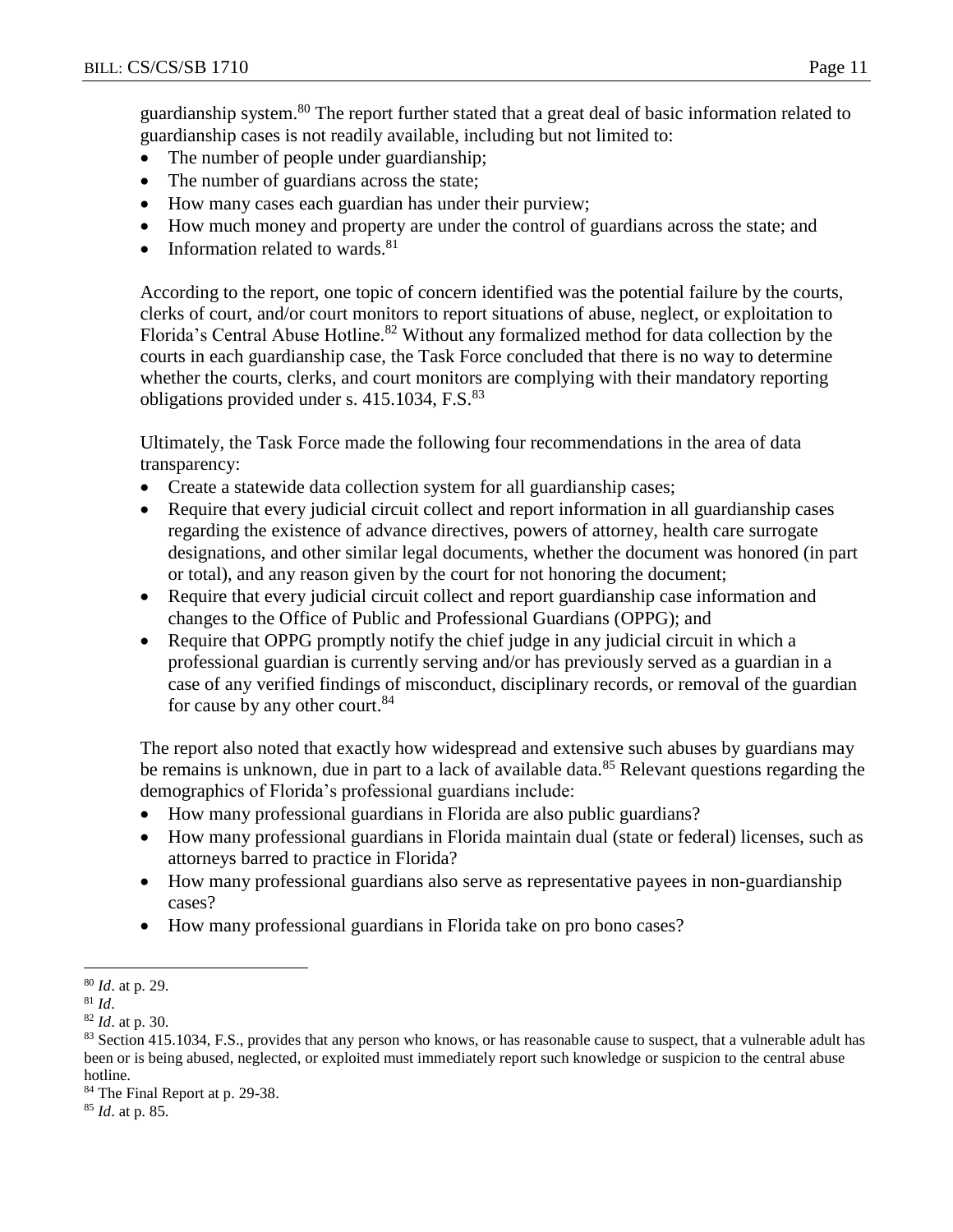guardianship system.[80] The report further stated that a great deal of basic information related to guardianship cases is not readily available, including but not limited to:

- The number of people under guardianship;
- The number of guardians across the state;
- How many cases each guardian has under their purview;
- How much money and property are under the control of guardians across the state; and
- Information related to wards.[81]

According to the report, one topic of concern identified was the potential failure by the courts, clerks of court, and/or court monitors to report situations of abuse, neglect, or exploitation to Florida's Central Abuse Hotline.[82] Without any formalized method for data collection by the courts in each guardianship case, the Task Force concluded that there is no way to determine whether the courts, clerks, and court monitors are complying with their mandatory reporting obligations provided under s. 415.1034, F.S.[83]

Ultimately, the Task Force made the following four recommendations in the area of data transparency:

- Create a statewide data collection system for all guardianship cases;
- Require that every judicial circuit collect and report information in all guardianship cases regarding the existence of advance directives, powers of attorney, health care surrogate designations, and other similar legal documents, whether the document was honored (in part or total), and any reason given by the court for not honoring the document;
- Require that every judicial circuit collect and report guardianship case information and changes to the Office of Public and Professional Guardians (OPPG); and
- Require that OPPG promptly notify the chief judge in any judicial circuit in which a professional guardian is currently serving and/or has previously served as a guardian in a case of any verified findings of misconduct, disciplinary records, or removal of the guardian for cause by any other court.[84]

The report also noted that exactly how widespread and extensive such abuses by guardians may be remains is unknown, due in part to a lack of available data.[85] Relevant questions regarding the demographics of Florida's professional guardians include:

- How many professional guardians in Florida are also public guardians?
- How many professional guardians in Florida maintain dual (state or federal) licenses, such as attorneys barred to practice in Florida?
- How many professional guardians also serve as representative payees in non-guardianship cases?
- How many professional guardians in Florida take on pro bono cases?

---

[80] *Id*. at p. 29.

[81] *Id*.

[82] *Id*. at p. 30.

[83] Section 415.1034, F.S., provides that any person who knows, or has reasonable cause to suspect, that a vulnerable adult has been or is being abused, neglected, or exploited must immediately report such knowledge or suspicion to the central abuse hotline.

[84] The Final Report at p. 29-38.

[85] *Id*. at p. 85.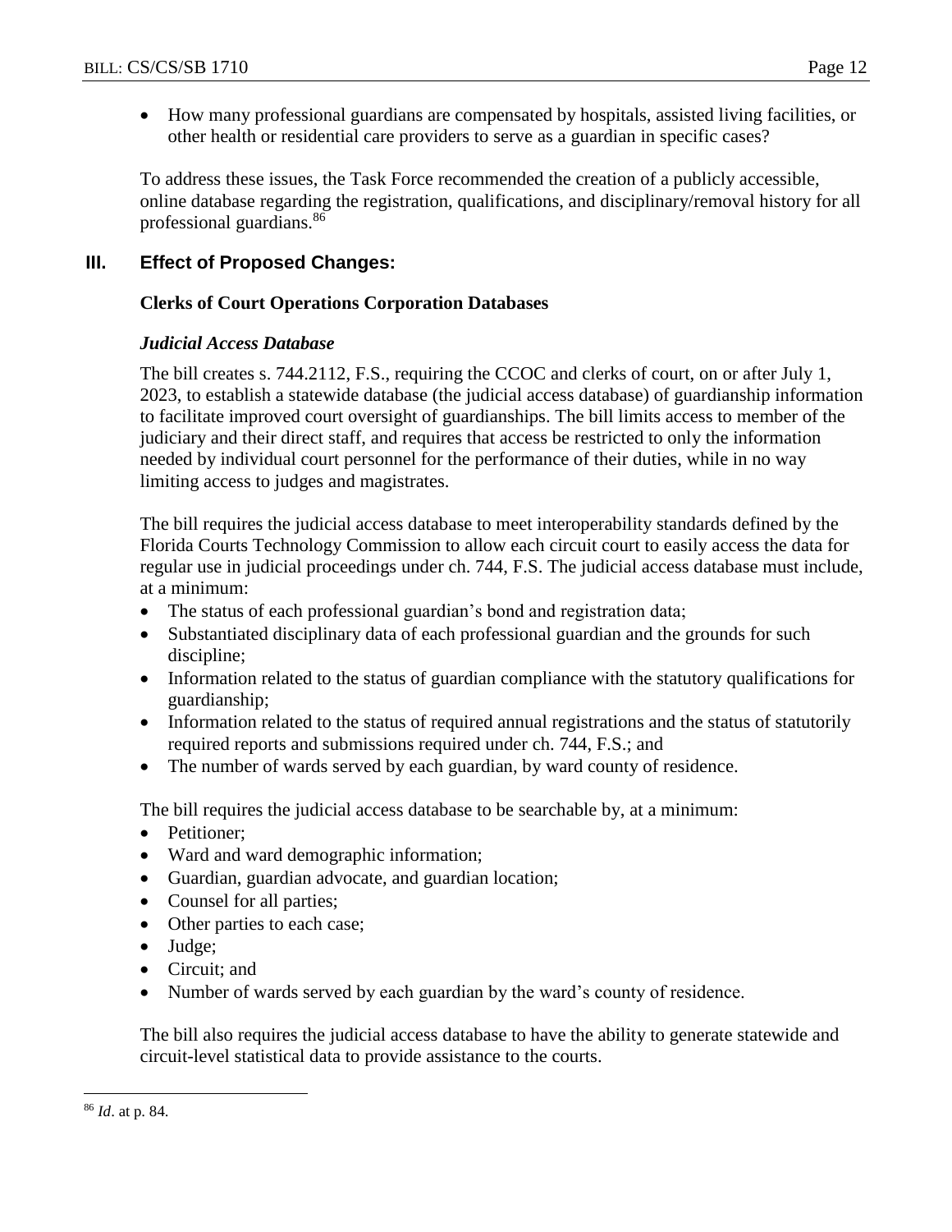- How many professional guardians are compensated by hospitals, assisted living facilities, or other health or residential care providers to serve as a guardian in specific cases?

To address these issues, the Task Force recommended the creation of a publicly accessible, online database regarding the registration, qualifications, and disciplinary/removal history for all professional guardians.[86]

## III. Effect of Proposed Changes:

### Clerks of Court Operations Corporation Databases

#### *Judicial Access Database*

The bill creates s. 744.2112, F.S., requiring the CCOC and clerks of court, on or after July 1, 2023, to establish a statewide database (the judicial access database) of guardianship information to facilitate improved court oversight of guardianships. The bill limits access to member of the judiciary and their direct staff, and requires that access be restricted to only the information needed by individual court personnel for the performance of their duties, while in no way limiting access to judges and magistrates.

The bill requires the judicial access database to meet interoperability standards defined by the Florida Courts Technology Commission to allow each circuit court to easily access the data for regular use in judicial proceedings under ch. 744, F.S. The judicial access database must include, at a minimum:

- The status of each professional guardian's bond and registration data;
- Substantiated disciplinary data of each professional guardian and the grounds for such discipline;
- Information related to the status of guardian compliance with the statutory qualifications for guardianship;
- Information related to the status of required annual registrations and the status of statutorily required reports and submissions required under ch. 744, F.S.; and
- The number of wards served by each guardian, by ward county of residence.

The bill requires the judicial access database to be searchable by, at a minimum:

- Petitioner;
- Ward and ward demographic information;
- Guardian, guardian advocate, and guardian location;
- Counsel for all parties;
- Other parties to each case;
- Judge;
- Circuit; and
- Number of wards served by each guardian by the ward's county of residence.

The bill also requires the judicial access database to have the ability to generate statewide and circuit-level statistical data to provide assistance to the courts.

---

[86] *Id*. at p. 84.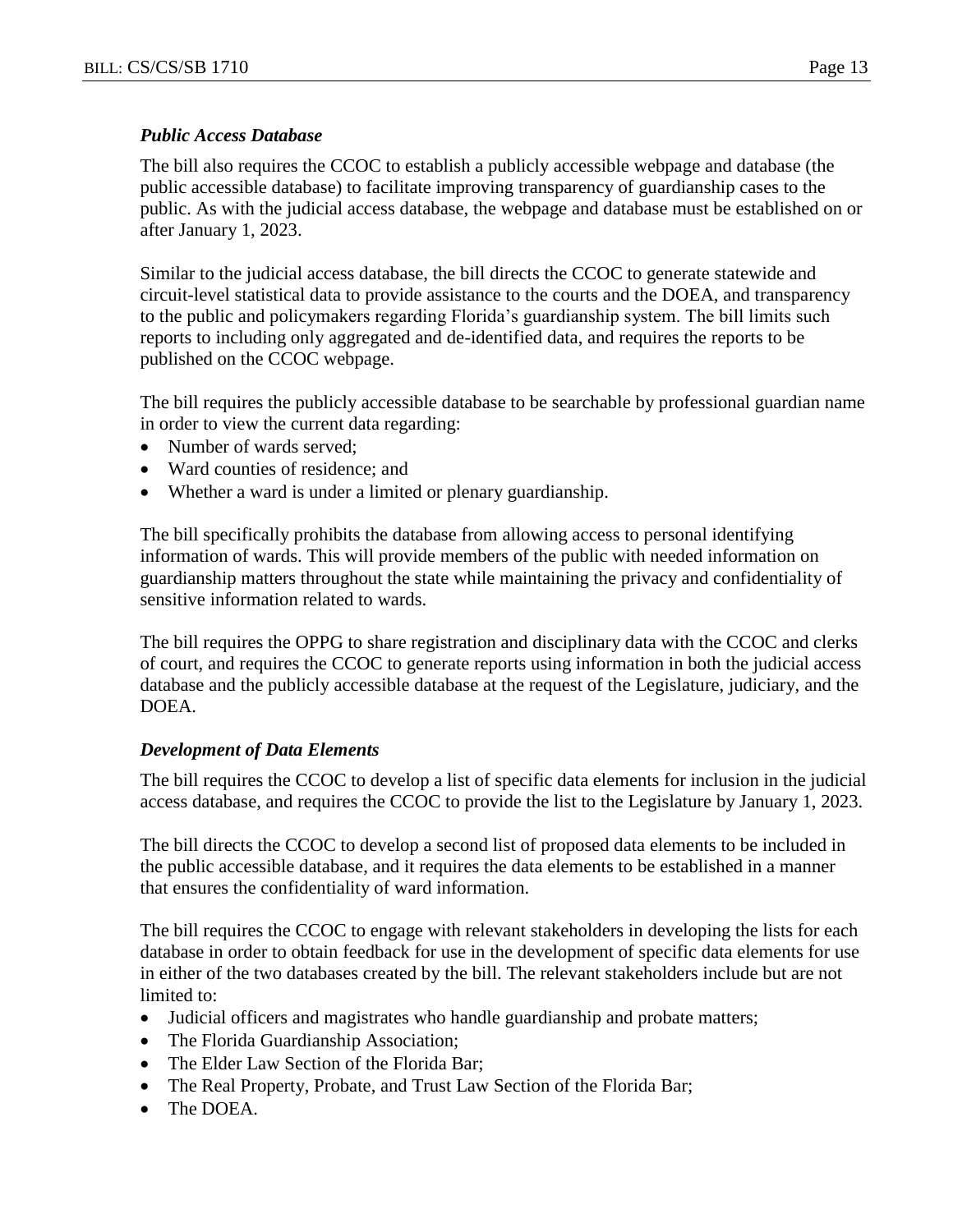*Public Access Database*

The bill also requires the CCOC to establish a publicly accessible webpage and database (the public accessible database) to facilitate improving transparency of guardianship cases to the public. As with the judicial access database, the webpage and database must be established on or after January 1, 2023.

Similar to the judicial access database, the bill directs the CCOC to generate statewide and circuit-level statistical data to provide assistance to the courts and the DOEA, and transparency to the public and policymakers regarding Florida's guardianship system. The bill limits such reports to including only aggregated and de-identified data, and requires the reports to be published on the CCOC webpage.

The bill requires the publicly accessible database to be searchable by professional guardian name in order to view the current data regarding:

- Number of wards served;
- Ward counties of residence; and
- Whether a ward is under a limited or plenary guardianship.

The bill specifically prohibits the database from allowing access to personal identifying information of wards. This will provide members of the public with needed information on guardianship matters throughout the state while maintaining the privacy and confidentiality of sensitive information related to wards.

The bill requires the OPPG to share registration and disciplinary data with the CCOC and clerks of court, and requires the CCOC to generate reports using information in both the judicial access database and the publicly accessible database at the request of the Legislature, judiciary, and the DOEA.

*Development of Data Elements*

The bill requires the CCOC to develop a list of specific data elements for inclusion in the judicial access database, and requires the CCOC to provide the list to the Legislature by January 1, 2023.

The bill directs the CCOC to develop a second list of proposed data elements to be included in the public accessible database, and it requires the data elements to be established in a manner that ensures the confidentiality of ward information.

The bill requires the CCOC to engage with relevant stakeholders in developing the lists for each database in order to obtain feedback for use in the development of specific data elements for use in either of the two databases created by the bill. The relevant stakeholders include but are not limited to:

- Judicial officers and magistrates who handle guardianship and probate matters;
- The Florida Guardianship Association;
- The Elder Law Section of the Florida Bar;
- The Real Property, Probate, and Trust Law Section of the Florida Bar;
- The DOEA.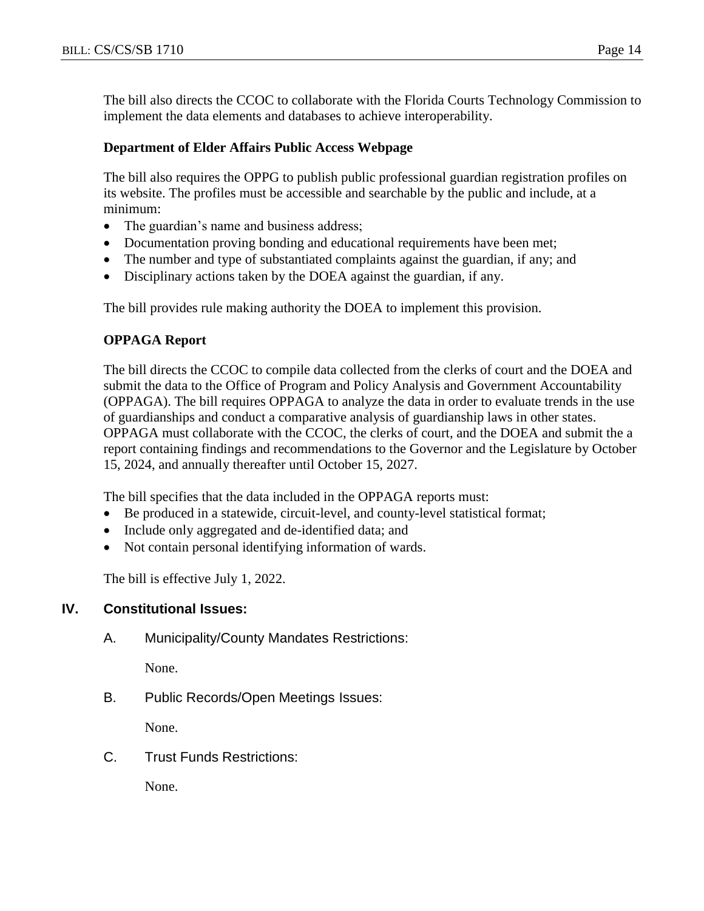The bill also directs the CCOC to collaborate with the Florida Courts Technology Commission to implement the data elements and databases to achieve interoperability.

**Department of Elder Affairs Public Access Webpage**

The bill also requires the OPPG to publish public professional guardian registration profiles on its website. The profiles must be accessible and searchable by the public and include, at a minimum:

- The guardian's name and business address;
- Documentation proving bonding and educational requirements have been met;
- The number and type of substantiated complaints against the guardian, if any; and
- Disciplinary actions taken by the DOEA against the guardian, if any.

The bill provides rule making authority the DOEA to implement this provision.

**OPPAGA Report**

The bill directs the CCOC to compile data collected from the clerks of court and the DOEA and submit the data to the Office of Program and Policy Analysis and Government Accountability (OPPAGA). The bill requires OPPAGA to analyze the data in order to evaluate trends in the use of guardianships and conduct a comparative analysis of guardianship laws in other states. OPPAGA must collaborate with the CCOC, the clerks of court, and the DOEA and submit the a report containing findings and recommendations to the Governor and the Legislature by October 15, 2024, and annually thereafter until October 15, 2027.

The bill specifies that the data included in the OPPAGA reports must:

- Be produced in a statewide, circuit-level, and county-level statistical format;
- Include only aggregated and de-identified data; and
- Not contain personal identifying information of wards.

The bill is effective July 1, 2022.

## IV. Constitutional Issues:

A. Municipality/County Mandates Restrictions:

None.

B. Public Records/Open Meetings Issues:

None.

C. Trust Funds Restrictions:

None.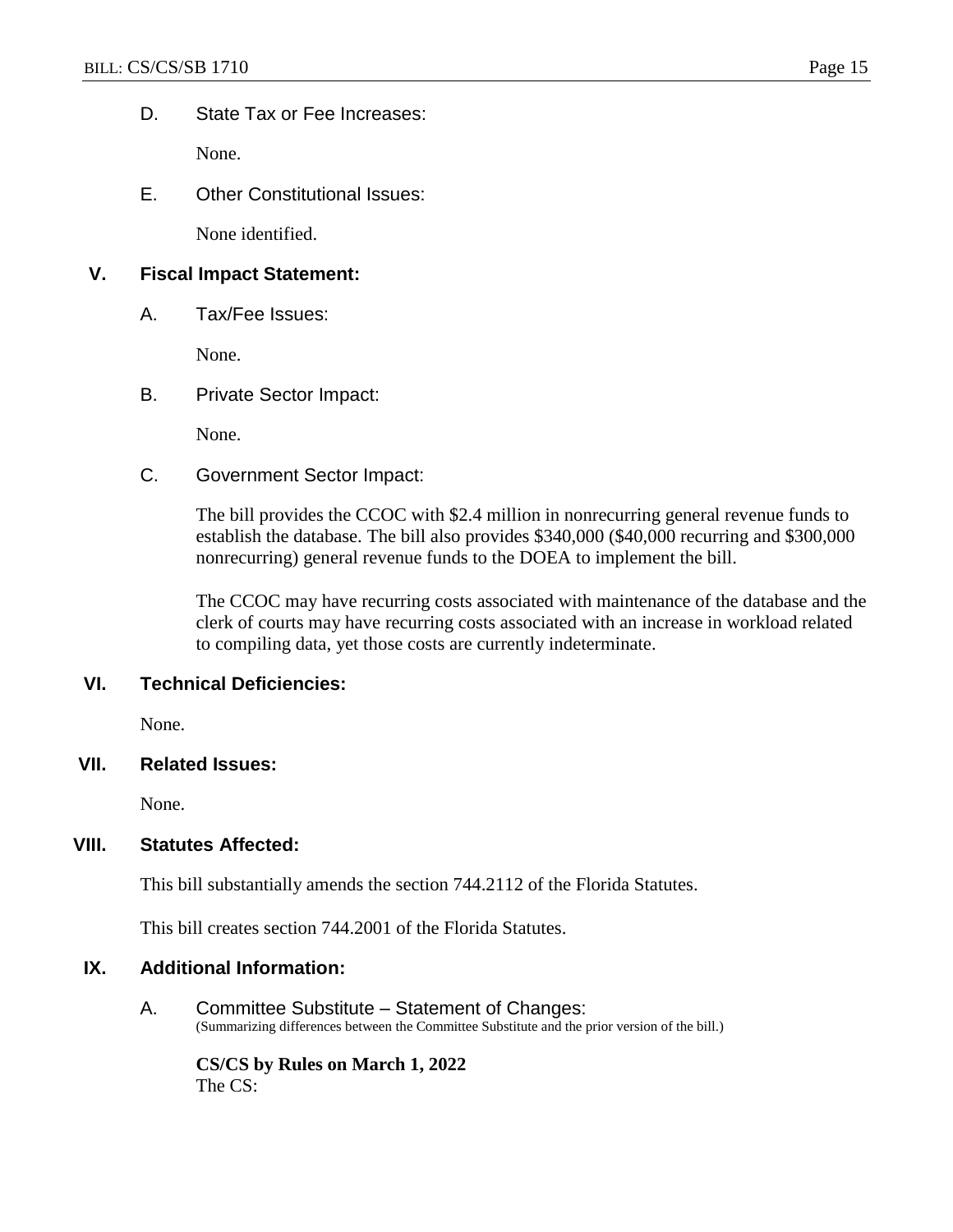D. State Tax or Fee Increases:

None.

E. Other Constitutional Issues:

None identified.

## V. Fiscal Impact Statement:

A. Tax/Fee Issues:

None.

B. Private Sector Impact:

None.

C. Government Sector Impact:

The bill provides the CCOC with $2.4 million in nonrecurring general revenue funds to establish the database. The bill also provides $340,000 ($40,000 recurring and $300,000 nonrecurring) general revenue funds to the DOEA to implement the bill.

The CCOC may have recurring costs associated with maintenance of the database and the clerk of courts may have recurring costs associated with an increase in workload related to compiling data, yet those costs are currently indeterminate.

## VI. Technical Deficiencies:

None.

## VII. Related Issues:

None.

## VIII. Statutes Affected:

This bill substantially amends the section 744.2112 of the Florida Statutes.

This bill creates section 744.2001 of the Florida Statutes.

## IX. Additional Information:

A. Committee Substitute – Statement of Changes:
(Summarizing differences between the Committee Substitute and the prior version of the bill.)

**CS/CS by Rules on March 1, 2022**
The CS: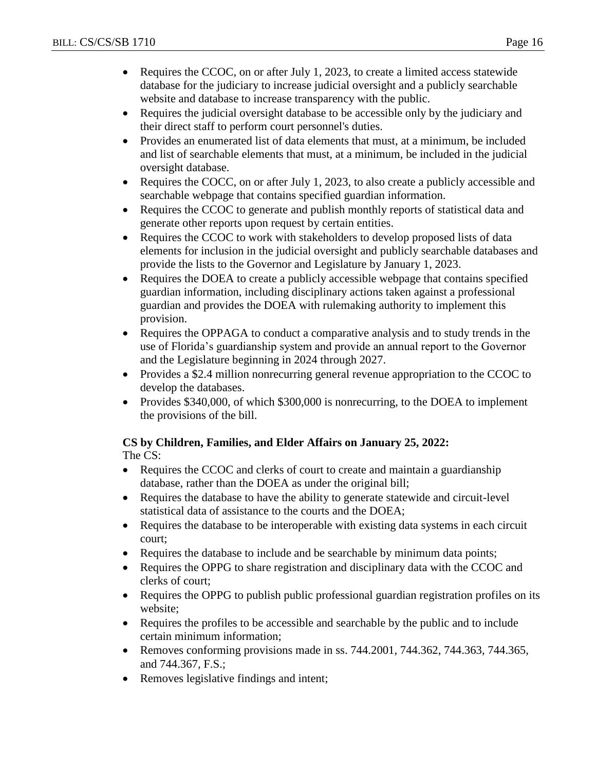- Requires the CCOC, on or after July 1, 2023, to create a limited access statewide database for the judiciary to increase judicial oversight and a publicly searchable website and database to increase transparency with the public.
- Requires the judicial oversight database to be accessible only by the judiciary and their direct staff to perform court personnel's duties.
- Provides an enumerated list of data elements that must, at a minimum, be included and list of searchable elements that must, at a minimum, be included in the judicial oversight database.
- Requires the COCC, on or after July 1, 2023, to also create a publicly accessible and searchable webpage that contains specified guardian information.
- Requires the CCOC to generate and publish monthly reports of statistical data and generate other reports upon request by certain entities.
- Requires the CCOC to work with stakeholders to develop proposed lists of data elements for inclusion in the judicial oversight and publicly searchable databases and provide the lists to the Governor and Legislature by January 1, 2023.
- Requires the DOEA to create a publicly accessible webpage that contains specified guardian information, including disciplinary actions taken against a professional guardian and provides the DOEA with rulemaking authority to implement this provision.
- Requires the OPPAGA to conduct a comparative analysis and to study trends in the use of Florida's guardianship system and provide an annual report to the Governor and the Legislature beginning in 2024 through 2027.
- Provides a $2.4 million nonrecurring general revenue appropriation to the CCOC to develop the databases.
- Provides $340,000, of which $300,000 is nonrecurring, to the DOEA to implement the provisions of the bill.

**CS by Children, Families, and Elder Affairs on January 25, 2022:**

The CS:

- Requires the CCOC and clerks of court to create and maintain a guardianship database, rather than the DOEA as under the original bill;
- Requires the database to have the ability to generate statewide and circuit-level statistical data of assistance to the courts and the DOEA;
- Requires the database to be interoperable with existing data systems in each circuit court;
- Requires the database to include and be searchable by minimum data points;
- Requires the OPPG to share registration and disciplinary data with the CCOC and clerks of court;
- Requires the OPPG to publish public professional guardian registration profiles on its website;
- Requires the profiles to be accessible and searchable by the public and to include certain minimum information;
- Removes conforming provisions made in ss. 744.2001, 744.362, 744.363, 744.365, and 744.367, F.S.;
- Removes legislative findings and intent;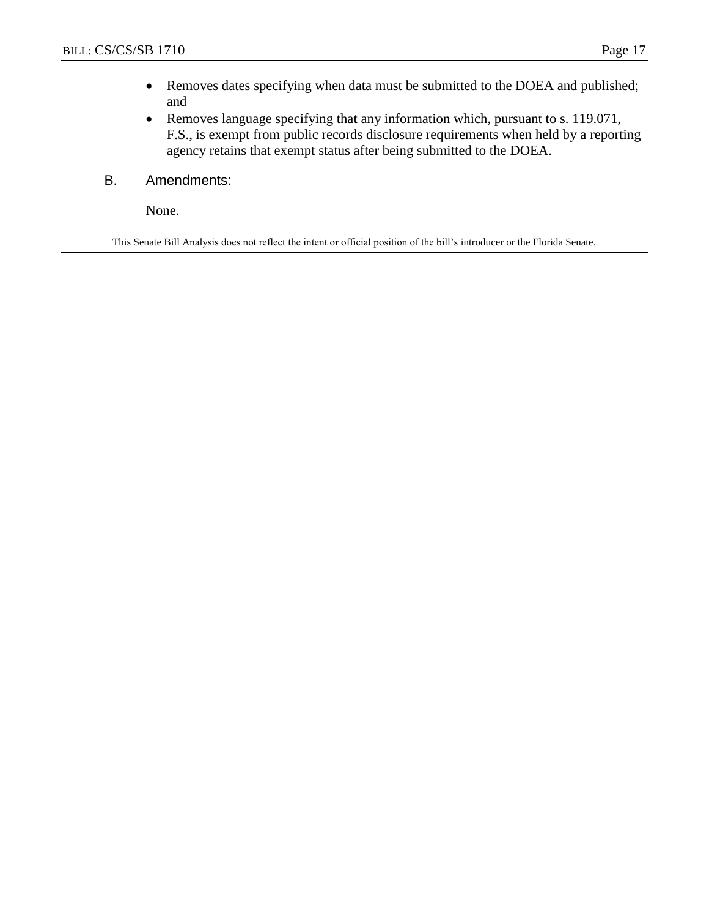- Removes dates specifying when data must be submitted to the DOEA and published; and
- Removes language specifying that any information which, pursuant to s. 119.071, F.S., is exempt from public records disclosure requirements when held by a reporting agency retains that exempt status after being submitted to the DOEA.

### B. Amendments:

None.

This Senate Bill Analysis does not reflect the intent or official position of the bill's introducer or the Florida Senate.